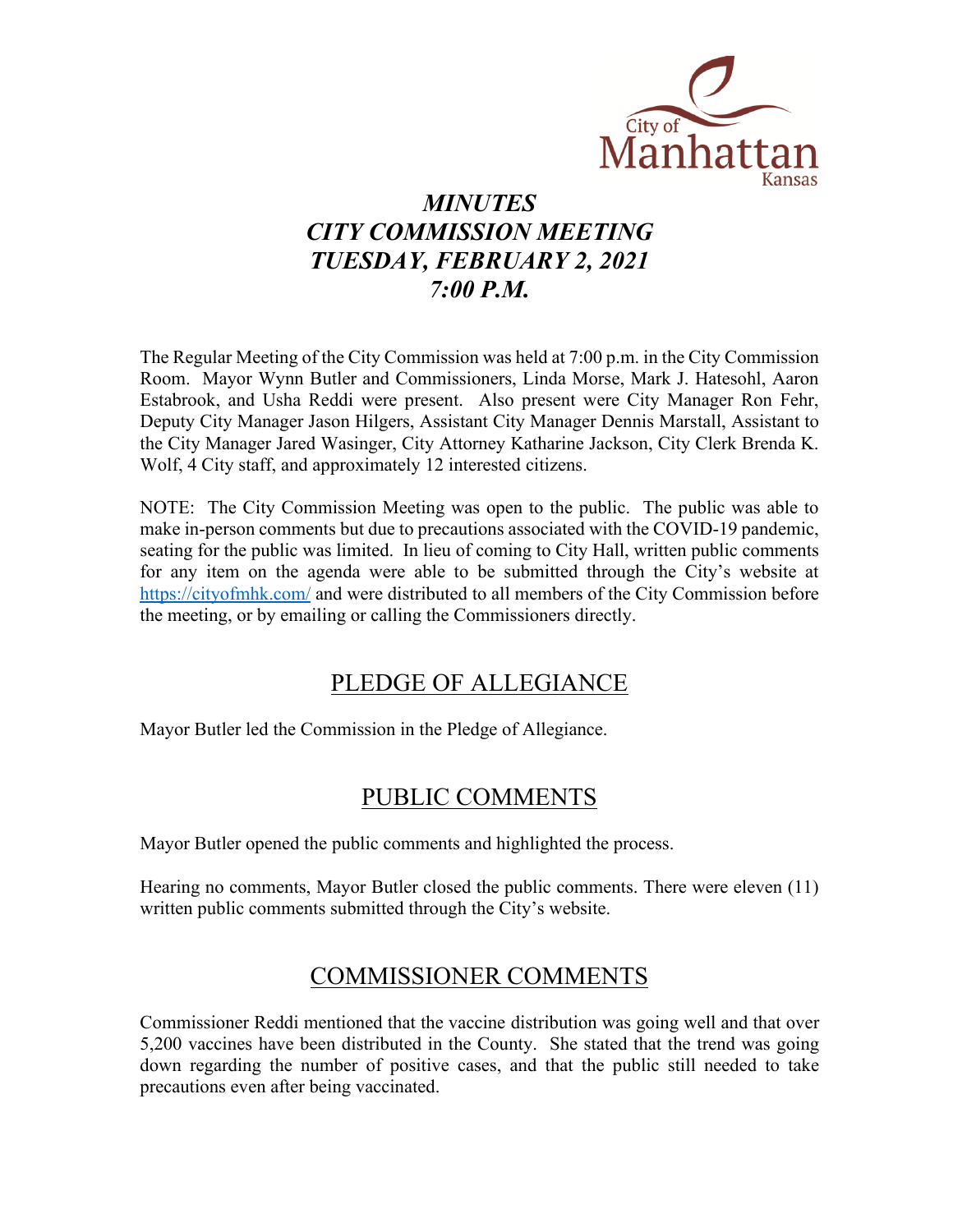# *MINUTES*
# *CITY COMMISSION MEETING*
# *TUESDAY, FEBRUARY 2, 2021*
# *7:00 P.M.*

The Regular Meeting of the City Commission was held at 7:00 p.m. in the City Commission Room. Mayor Wynn Butler and Commissioners, Linda Morse, Mark J. Hatesohl, Aaron Estabrook, and Usha Reddi were present. Also present were City Manager Ron Fehr, Deputy City Manager Jason Hilgers, Assistant City Manager Dennis Marstall, Assistant to the City Manager Jared Wasinger, City Attorney Katharine Jackson, City Clerk Brenda K. Wolf, 4 City staff, and approximately 12 interested citizens.

NOTE: The City Commission Meeting was open to the public. The public was able to make in-person comments but due to precautions associated with the COVID-19 pandemic, seating for the public was limited. In lieu of coming to City Hall, written public comments for any item on the agenda were able to be submitted through the City's website at https://cityofmhk.com/ and were distributed to all members of the City Commission before the meeting, or by emailing or calling the Commissioners directly.

## PLEDGE OF ALLEGIANCE

Mayor Butler led the Commission in the Pledge of Allegiance.

## PUBLIC COMMENTS

Mayor Butler opened the public comments and highlighted the process.

Hearing no comments, Mayor Butler closed the public comments. There were eleven (11) written public comments submitted through the City's website.

## COMMISSIONER COMMENTS

Commissioner Reddi mentioned that the vaccine distribution was going well and that over 5,200 vaccines have been distributed in the County. She stated that the trend was going down regarding the number of positive cases, and that the public still needed to take precautions even after being vaccinated.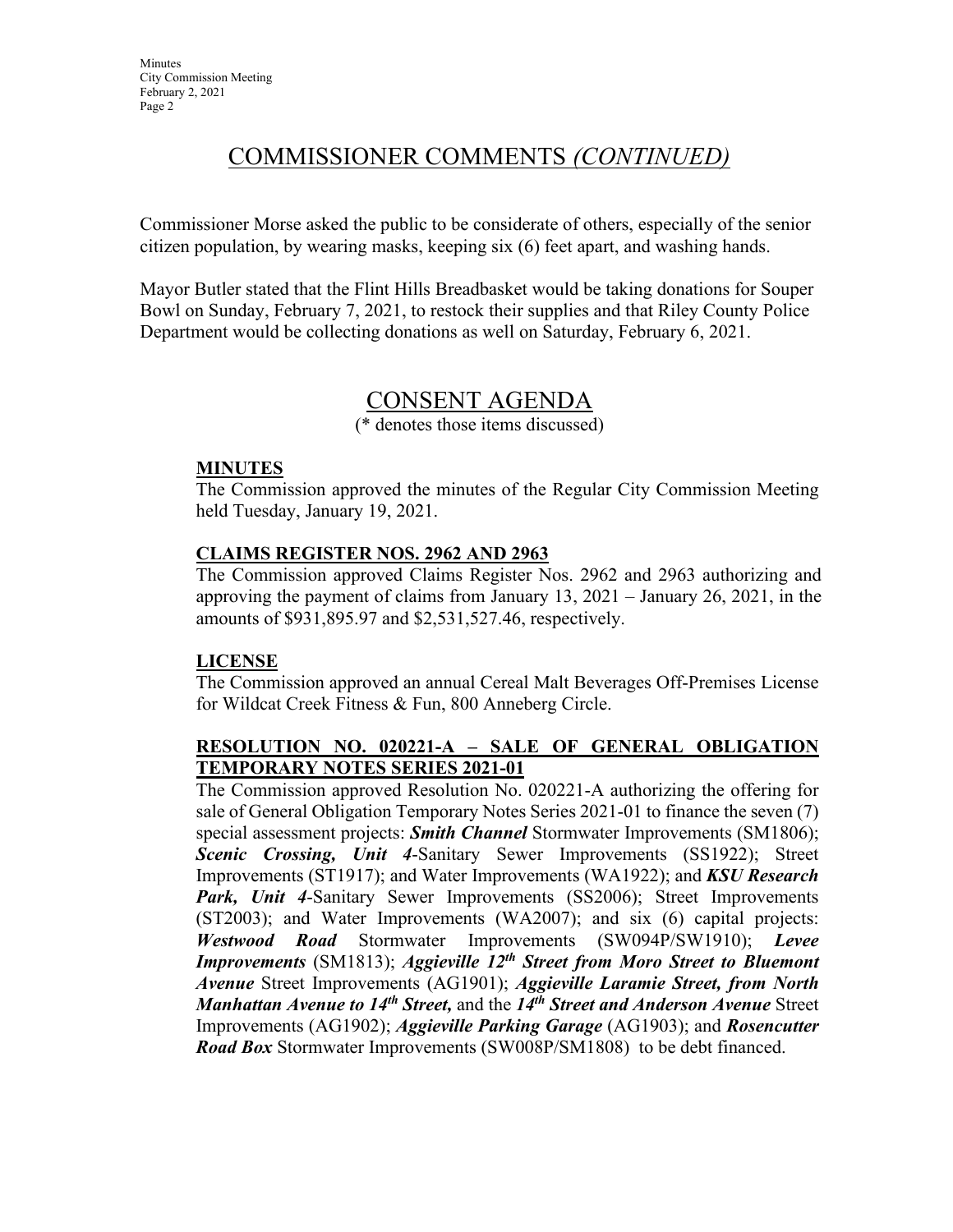# COMMISSIONER COMMENTS *(CONTINUED)*

Commissioner Morse asked the public to be considerate of others, especially of the senior citizen population, by wearing masks, keeping six (6) feet apart, and washing hands.

Mayor Butler stated that the Flint Hills Breadbasket would be taking donations for Souper Bowl on Sunday, February 7, 2021, to restock their supplies and that Riley County Police Department would be collecting donations as well on Saturday, February 6, 2021.

# CONSENT AGENDA

(* denotes those items discussed)

**MINUTES**

The Commission approved the minutes of the Regular City Commission Meeting held Tuesday, January 19, 2021.

**CLAIMS REGISTER NOS. 2962 AND 2963**

The Commission approved Claims Register Nos. 2962 and 2963 authorizing and approving the payment of claims from January 13, 2021 – January 26, 2021, in the amounts of $931,895.97 and $2,531,527.46, respectively.

**LICENSE**

The Commission approved an annual Cereal Malt Beverages Off-Premises License for Wildcat Creek Fitness & Fun, 800 Anneberg Circle.

**RESOLUTION NO. 020221-A – SALE OF GENERAL OBLIGATION TEMPORARY NOTES SERIES 2021-01**

The Commission approved Resolution No. 020221-A authorizing the offering for sale of General Obligation Temporary Notes Series 2021-01 to finance the seven (7) special assessment projects: ***Smith Channel*** Stormwater Improvements (SM1806); ***Scenic Crossing, Unit 4***-Sanitary Sewer Improvements (SS1922); Street Improvements (ST1917); and Water Improvements (WA1922); and ***KSU Research Park, Unit 4***-Sanitary Sewer Improvements (SS2006); Street Improvements (ST2003); and Water Improvements (WA2007); and six (6) capital projects: ***Westwood Road*** Stormwater Improvements (SW094P/SW1910); ***Levee Improvements*** (SM1813); ***Aggieville 12th Street from Moro Street to Bluemont Avenue*** Street Improvements (AG1901); ***Aggieville Laramie Street, from North Manhattan Avenue to 14th Street,*** and the ***14th Street and Anderson Avenue*** Street Improvements (AG1902); ***Aggieville Parking Garage*** (AG1903); and ***Rosencutter Road Box*** Stormwater Improvements (SW008P/SM1808) to be debt financed.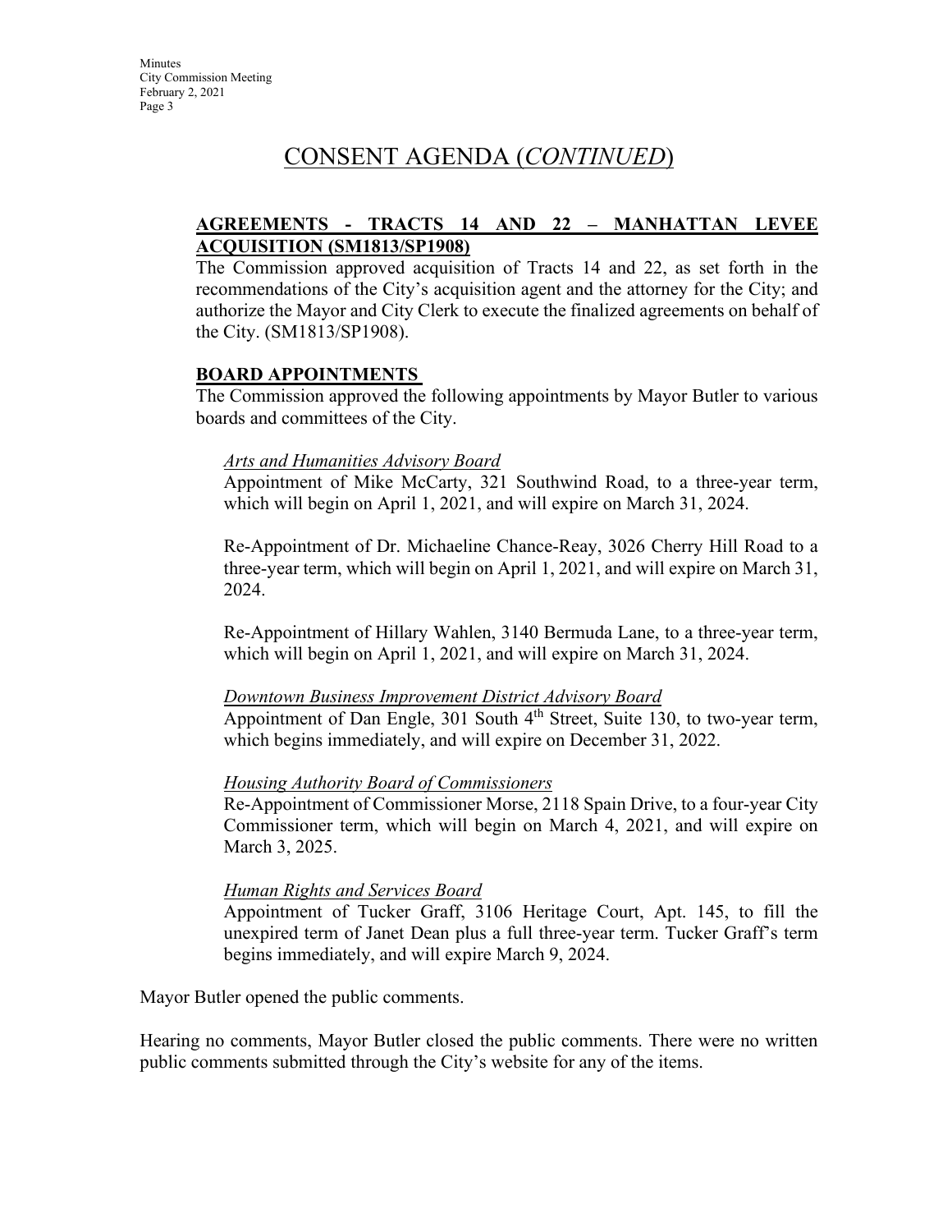# CONSENT AGENDA (*CONTINUED*)

**AGREEMENTS - TRACTS 14 AND 22 – MANHATTAN LEVEE ACQUISITION (SM1813/SP1908)**

The Commission approved acquisition of Tracts 14 and 22, as set forth in the recommendations of the City's acquisition agent and the attorney for the City; and authorize the Mayor and City Clerk to execute the finalized agreements on behalf of the City. (SM1813/SP1908).

**BOARD APPOINTMENTS**

The Commission approved the following appointments by Mayor Butler to various boards and committees of the City.

*Arts and Humanities Advisory Board*

Appointment of Mike McCarty, 321 Southwind Road, to a three-year term, which will begin on April 1, 2021, and will expire on March 31, 2024.

Re-Appointment of Dr. Michaeline Chance-Reay, 3026 Cherry Hill Road to a three-year term, which will begin on April 1, 2021, and will expire on March 31, 2024.

Re-Appointment of Hillary Wahlen, 3140 Bermuda Lane, to a three-year term, which will begin on April 1, 2021, and will expire on March 31, 2024.

*Downtown Business Improvement District Advisory Board*

Appointment of Dan Engle, 301 South 4th Street, Suite 130, to two-year term, which begins immediately, and will expire on December 31, 2022.

*Housing Authority Board of Commissioners*

Re-Appointment of Commissioner Morse, 2118 Spain Drive, to a four-year City Commissioner term, which will begin on March 4, 2021, and will expire on March 3, 2025.

*Human Rights and Services Board*

Appointment of Tucker Graff, 3106 Heritage Court, Apt. 145, to fill the unexpired term of Janet Dean plus a full three-year term. Tucker Graff's term begins immediately, and will expire March 9, 2024.

Mayor Butler opened the public comments.

Hearing no comments, Mayor Butler closed the public comments. There were no written public comments submitted through the City's website for any of the items.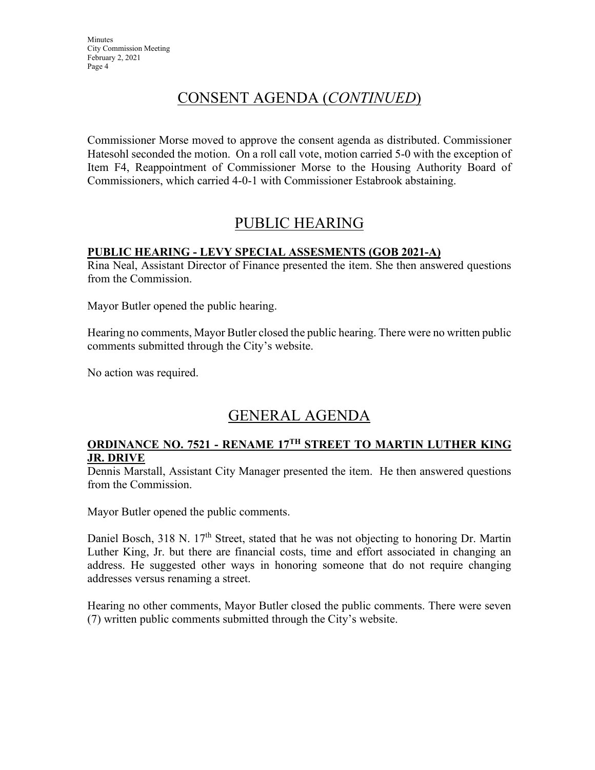# CONSENT AGENDA (*CONTINUED*)

Commissioner Morse moved to approve the consent agenda as distributed. Commissioner Hatesohl seconded the motion. On a roll call vote, motion carried 5-0 with the exception of Item F4, Reappointment of Commissioner Morse to the Housing Authority Board of Commissioners, which carried 4-0-1 with Commissioner Estabrook abstaining.

# PUBLIC HEARING

### PUBLIC HEARING - LEVY SPECIAL ASSESMENTS (GOB 2021-A)

Rina Neal, Assistant Director of Finance presented the item. She then answered questions from the Commission.

Mayor Butler opened the public hearing.

Hearing no comments, Mayor Butler closed the public hearing. There were no written public comments submitted through the City's website.

No action was required.

# GENERAL AGENDA

### ORDINANCE NO. 7521 - RENAME 17TH STREET TO MARTIN LUTHER KING JR. DRIVE

Dennis Marstall, Assistant City Manager presented the item. He then answered questions from the Commission.

Mayor Butler opened the public comments.

Daniel Bosch, 318 N. 17th Street, stated that he was not objecting to honoring Dr. Martin Luther King, Jr. but there are financial costs, time and effort associated in changing an address. He suggested other ways in honoring someone that do not require changing addresses versus renaming a street.

Hearing no other comments, Mayor Butler closed the public comments. There were seven (7) written public comments submitted through the City's website.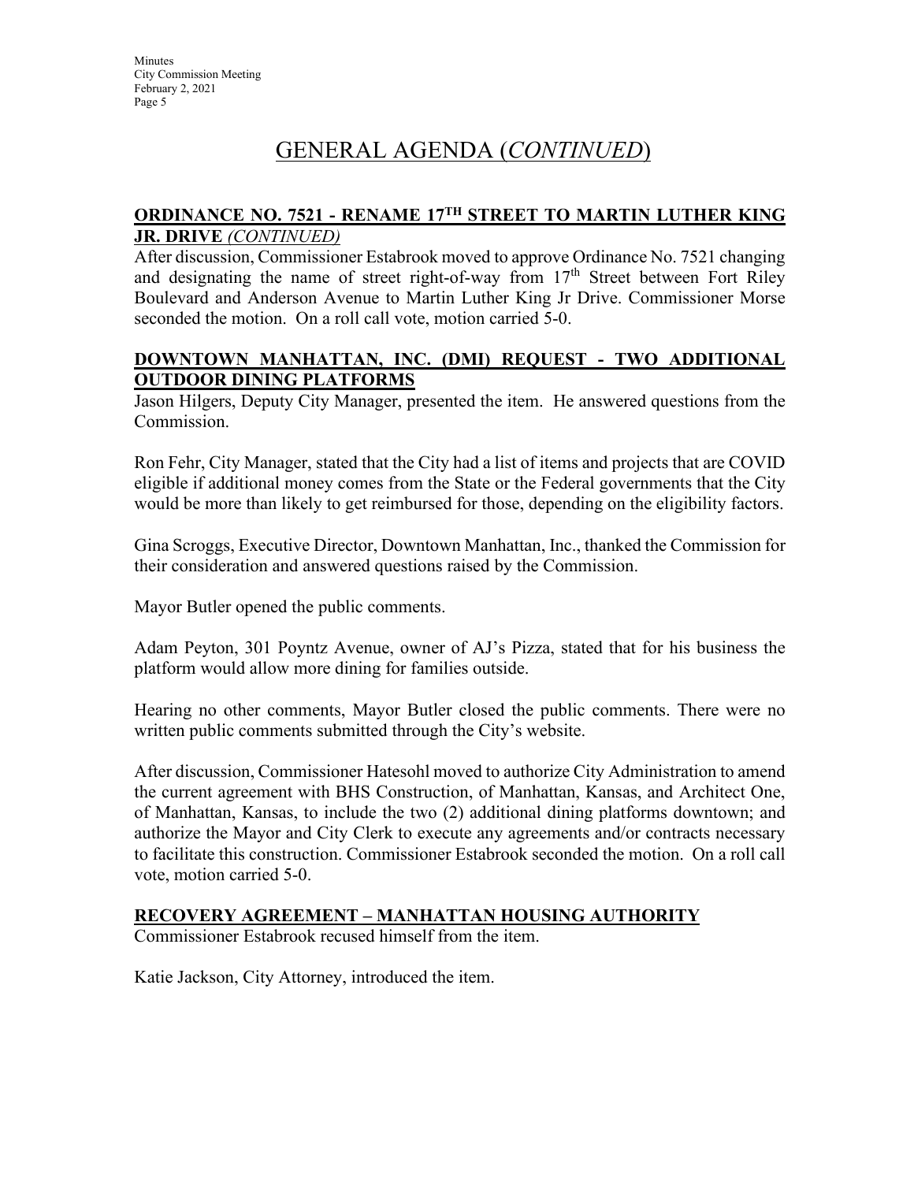# GENERAL AGENDA (*CONTINUED*)

## ORDINANCE NO. 7521 - RENAME 17TH STREET TO MARTIN LUTHER KING JR. DRIVE *(CONTINUED)*

After discussion, Commissioner Estabrook moved to approve Ordinance No. 7521 changing and designating the name of street right-of-way from 17th Street between Fort Riley Boulevard and Anderson Avenue to Martin Luther King Jr Drive. Commissioner Morse seconded the motion. On a roll call vote, motion carried 5-0.

## DOWNTOWN MANHATTAN, INC. (DMI) REQUEST - TWO ADDITIONAL OUTDOOR DINING PLATFORMS

Jason Hilgers, Deputy City Manager, presented the item. He answered questions from the Commission.

Ron Fehr, City Manager, stated that the City had a list of items and projects that are COVID eligible if additional money comes from the State or the Federal governments that the City would be more than likely to get reimbursed for those, depending on the eligibility factors.

Gina Scroggs, Executive Director, Downtown Manhattan, Inc., thanked the Commission for their consideration and answered questions raised by the Commission.

Mayor Butler opened the public comments.

Adam Peyton, 301 Poyntz Avenue, owner of AJ's Pizza, stated that for his business the platform would allow more dining for families outside.

Hearing no other comments, Mayor Butler closed the public comments. There were no written public comments submitted through the City's website.

After discussion, Commissioner Hatesohl moved to authorize City Administration to amend the current agreement with BHS Construction, of Manhattan, Kansas, and Architect One, of Manhattan, Kansas, to include the two (2) additional dining platforms downtown; and authorize the Mayor and City Clerk to execute any agreements and/or contracts necessary to facilitate this construction. Commissioner Estabrook seconded the motion. On a roll call vote, motion carried 5-0.

## RECOVERY AGREEMENT – MANHATTAN HOUSING AUTHORITY

Commissioner Estabrook recused himself from the item.

Katie Jackson, City Attorney, introduced the item.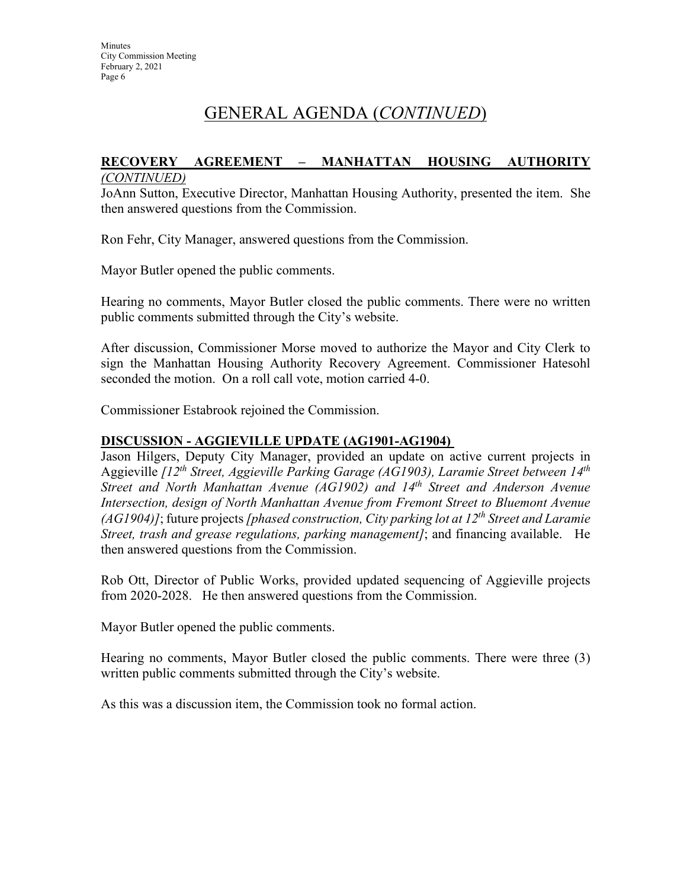# GENERAL AGENDA (*CONTINUED*)

## RECOVERY AGREEMENT – MANHATTAN HOUSING AUTHORITY *(CONTINUED)*

JoAnn Sutton, Executive Director, Manhattan Housing Authority, presented the item. She then answered questions from the Commission.

Ron Fehr, City Manager, answered questions from the Commission.

Mayor Butler opened the public comments.

Hearing no comments, Mayor Butler closed the public comments. There were no written public comments submitted through the City's website.

After discussion, Commissioner Morse moved to authorize the Mayor and City Clerk to sign the Manhattan Housing Authority Recovery Agreement. Commissioner Hatesohl seconded the motion. On a roll call vote, motion carried 4-0.

Commissioner Estabrook rejoined the Commission.

## DISCUSSION - AGGIEVILLE UPDATE (AG1901-AG1904)

Jason Hilgers, Deputy City Manager, provided an update on active current projects in Aggieville *[12th Street, Aggieville Parking Garage (AG1903), Laramie Street between 14th Street and North Manhattan Avenue (AG1902) and 14th Street and Anderson Avenue Intersection, design of North Manhattan Avenue from Fremont Street to Bluemont Avenue (AG1904)]*; future projects *[phased construction, City parking lot at 12th Street and Laramie Street, trash and grease regulations, parking management]*; and financing available. He then answered questions from the Commission.

Rob Ott, Director of Public Works, provided updated sequencing of Aggieville projects from 2020-2028. He then answered questions from the Commission.

Mayor Butler opened the public comments.

Hearing no comments, Mayor Butler closed the public comments. There were three (3) written public comments submitted through the City's website.

As this was a discussion item, the Commission took no formal action.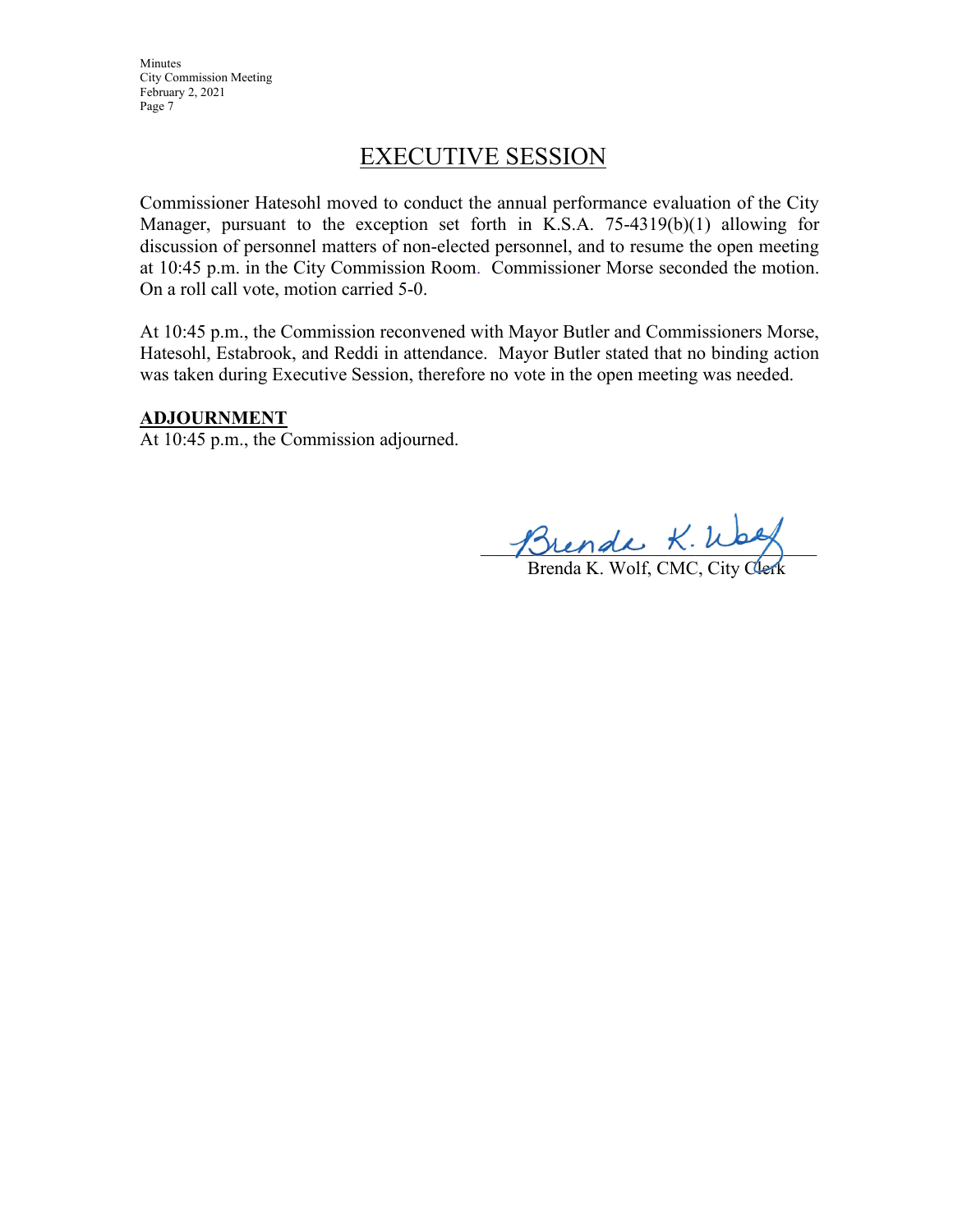## EXECUTIVE SESSION

Commissioner Hatesohl moved to conduct the annual performance evaluation of the City Manager, pursuant to the exception set forth in K.S.A. 75-4319(b)(1) allowing for discussion of personnel matters of non-elected personnel, and to resume the open meeting at 10:45 p.m. in the City Commission Room. Commissioner Morse seconded the motion. On a roll call vote, motion carried 5-0.

At 10:45 p.m., the Commission reconvened with Mayor Butler and Commissioners Morse, Hatesohl, Estabrook, and Reddi in attendance. Mayor Butler stated that no binding action was taken during Executive Session, therefore no vote in the open meeting was needed.

**ADJOURNMENT**

At 10:45 p.m., the Commission adjourned.

Brenda K. Wolf, CMC, City Clerk